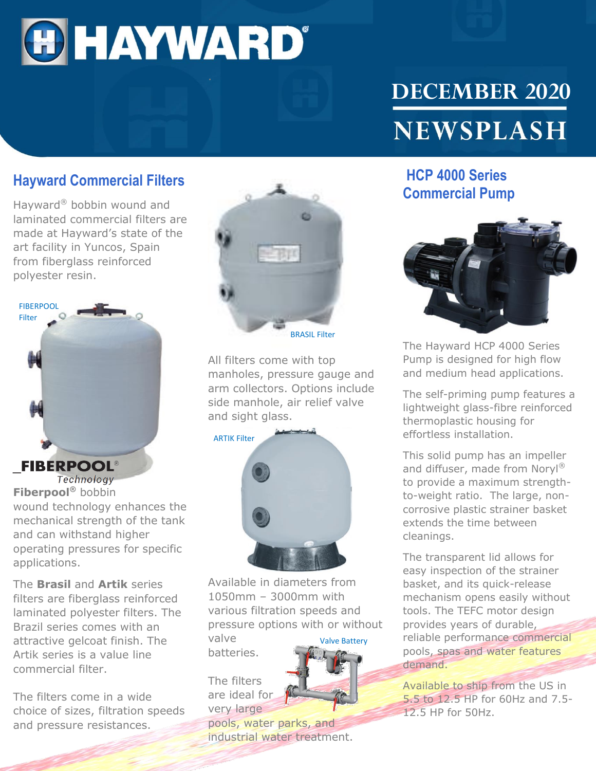# HAYWARD

## DECEMBER 2020 NEWSPLASH

## Hayward Commercial Filters

Hayward® bobbin wound and laminated commercial filters are made at Hayward's state of the art facility in Yuncos, Spain from fiberglass reinforced polyester resin.

FIBERPOOL Filter

FIBERPOOL® Technology

**Fiberpool®** bobbin wound technology enhances the mechanical strength of the tank and can withstand higher operating pressures for specific applications.

The **Brasil** and **Artik** series filters are fiberglass reinforced laminated polyester filters. The Brazil series comes with an attractive gelcoat finish. The Artik series is a value line commercial filter.

The filters come in a wide choice of sizes, filtration speeds and pressure resistances.

BRASIL Filter

All filters come with top manholes, pressure gauge and arm collectors. Options include side manhole, air relief valve and sight glass.

ARTIK Filter

Available in diameters from 1050mm – 3000mm with various filtration speeds and pressure options with or without valve batteries.

Valve Battery

The filters are ideal for very large pools, water parks, and industrial water treatment.

## HCP 4000 Series Commercial Pump

The Hayward HCP 4000 Series Pump is designed for high flow and medium head applications.

The self-priming pump features a lightweight glass-fibre reinforced thermoplastic housing for effortless installation.

This solid pump has an impeller and diffuser, made from Noryl® to provide a maximum strength-to-weight ratio. The large, non-corrosive plastic strainer basket extends the time between cleanings.

The transparent lid allows for easy inspection of the strainer basket, and its quick-release mechanism opens easily without tools. The TEFC motor design provides years of durable, reliable performance commercial pools, spas and water features demand.

Available to ship from the US in 5.5 to 12.5 HP for 60Hz and 7.5-12.5 HP for 50Hz.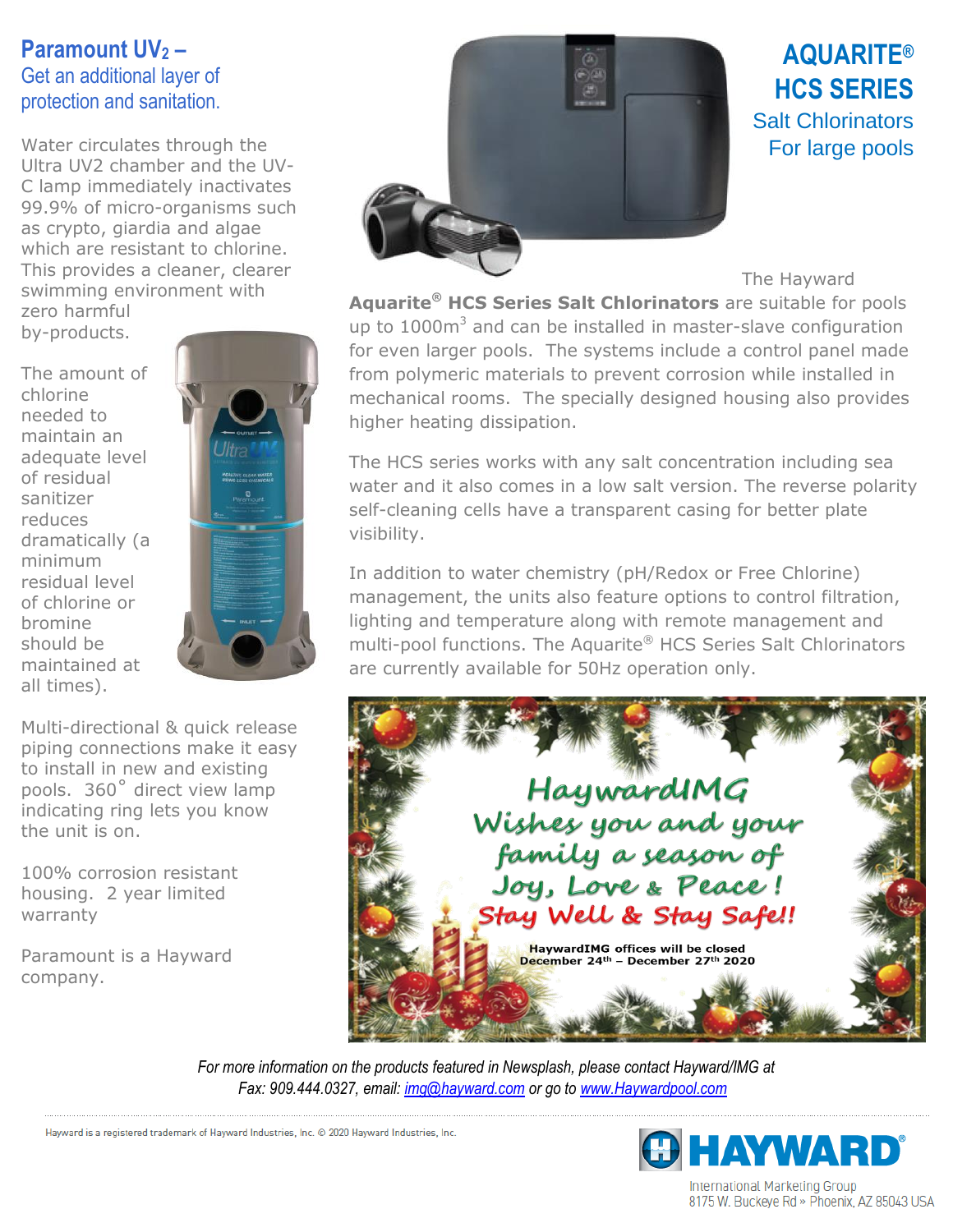## Paramount $UV_2$ –

### Get an additional layer of protection and sanitation.

Water circulates through the Ultra UV2 chamber and the UV-C lamp immediately inactivates 99.9% of micro-organisms such as crypto, giardia and algae which are resistant to chlorine. This provides a cleaner, clearer swimming environment with zero harmful by-products.

The amount of chlorine needed to maintain an adequate level of residual sanitizer reduces dramatically (a minimum residual level of chlorine or bromine should be maintained at all times).

Multi-directional & quick release piping connections make it easy to install in new and existing pools. 360° direct view lamp indicating ring lets you know the unit is on.

100% corrosion resistant housing. 2 year limited warranty

Paramount is a Hayward company.

## AQUARITE® HCS SERIES

### Salt Chlorinators For large pools

The Hayward **Aquarite® HCS Series Salt Chlorinators** are suitable for pools up to 1000$m^3$ and can be installed in master-slave configuration for even larger pools. The systems include a control panel made from polymeric materials to prevent corrosion while installed in mechanical rooms. The specially designed housing also provides higher heating dissipation.

The HCS series works with any salt concentration including sea water and it also comes in a low salt version. The reverse polarity self-cleaning cells have a transparent casing for better plate visibility.

In addition to water chemistry (pH/Redox or Free Chlorine) management, the units also feature options to control filtration, lighting and temperature along with remote management and multi-pool functions. The Aquarite® HCS Series Salt Chlorinators are currently available for 50Hz operation only.

HaywardIMG Wishes you and your family a season of Joy, Love & Peace! Stay Well & Stay Safe!!

HaywardIMG offices will be closed December 24th – December 27th 2020

*For more information on the products featured in Newsplash, please contact Hayward/IMG at Fax: 909.444.0327, email: img@hayward.com or go to www.Haywardpool.com*

Hayward is a registered trademark of Hayward Industries, Inc. © 2020 Hayward Industries, Inc.

HAYWARD®

International Marketing Group
8175 W. Buckeye Rd » Phoenix, AZ 85043 USA